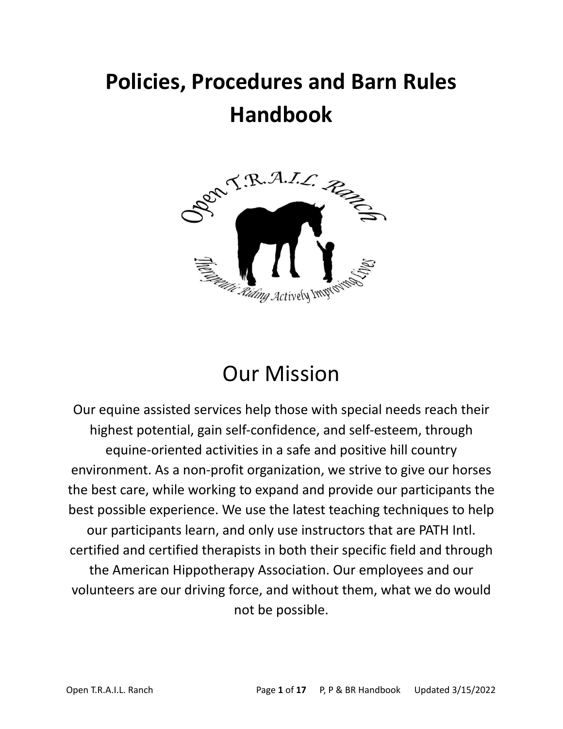# Policies, Procedures and Barn Rules Handbook

## Our Mission

Our equine assisted services help those with special needs reach their highest potential, gain self-confidence, and self-esteem, through equine-oriented activities in a safe and positive hill country environment. As a non-profit organization, we strive to give our horses the best care, while working to expand and provide our participants the best possible experience. We use the latest teaching techniques to help our participants learn, and only use instructors that are PATH Intl. certified and certified therapists in both their specific field and through the American Hippotherapy Association. Our employees and our volunteers are our driving force, and without them, what we do would not be possible.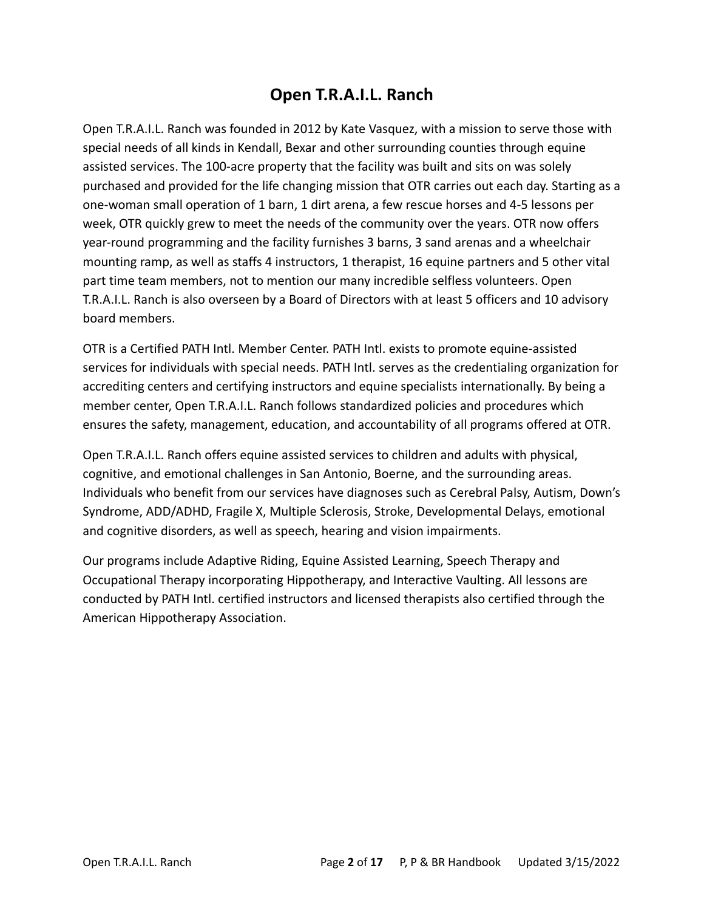# Open T.R.A.I.L. Ranch

Open T.R.A.I.L. Ranch was founded in 2012 by Kate Vasquez, with a mission to serve those with special needs of all kinds in Kendall, Bexar and other surrounding counties through equine assisted services. The 100-acre property that the facility was built and sits on was solely purchased and provided for the life changing mission that OTR carries out each day. Starting as a one-woman small operation of 1 barn, 1 dirt arena, a few rescue horses and 4-5 lessons per week, OTR quickly grew to meet the needs of the community over the years. OTR now offers year-round programming and the facility furnishes 3 barns, 3 sand arenas and a wheelchair mounting ramp, as well as staffs 4 instructors, 1 therapist, 16 equine partners and 5 other vital part time team members, not to mention our many incredible selfless volunteers. Open T.R.A.I.L. Ranch is also overseen by a Board of Directors with at least 5 officers and 10 advisory board members.

OTR is a Certified PATH Intl. Member Center. PATH Intl. exists to promote equine-assisted services for individuals with special needs. PATH Intl. serves as the credentialing organization for accrediting centers and certifying instructors and equine specialists internationally. By being a member center, Open T.R.A.I.L. Ranch follows standardized policies and procedures which ensures the safety, management, education, and accountability of all programs offered at OTR.

Open T.R.A.I.L. Ranch offers equine assisted services to children and adults with physical, cognitive, and emotional challenges in San Antonio, Boerne, and the surrounding areas. Individuals who benefit from our services have diagnoses such as Cerebral Palsy, Autism, Down's Syndrome, ADD/ADHD, Fragile X, Multiple Sclerosis, Stroke, Developmental Delays, emotional and cognitive disorders, as well as speech, hearing and vision impairments.

Our programs include Adaptive Riding, Equine Assisted Learning, Speech Therapy and Occupational Therapy incorporating Hippotherapy, and Interactive Vaulting. All lessons are conducted by PATH Intl. certified instructors and licensed therapists also certified through the American Hippotherapy Association.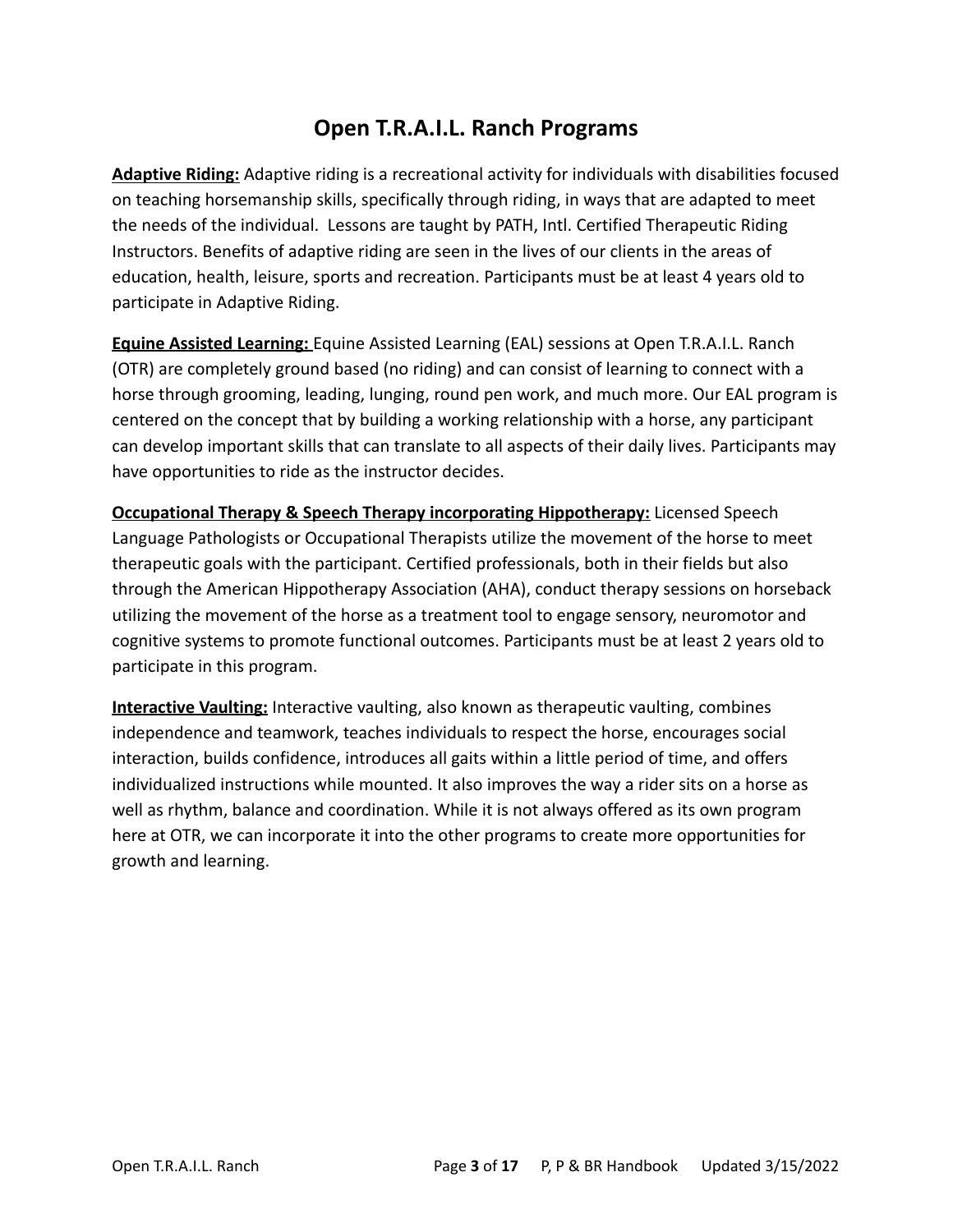# Open T.R.A.I.L. Ranch Programs

**Adaptive Riding:** Adaptive riding is a recreational activity for individuals with disabilities focused on teaching horsemanship skills, specifically through riding, in ways that are adapted to meet the needs of the individual. Lessons are taught by PATH, Intl. Certified Therapeutic Riding Instructors. Benefits of adaptive riding are seen in the lives of our clients in the areas of education, health, leisure, sports and recreation. Participants must be at least 4 years old to participate in Adaptive Riding.

**Equine Assisted Learning:** Equine Assisted Learning (EAL) sessions at Open T.R.A.I.L. Ranch (OTR) are completely ground based (no riding) and can consist of learning to connect with a horse through grooming, leading, lunging, round pen work, and much more. Our EAL program is centered on the concept that by building a working relationship with a horse, any participant can develop important skills that can translate to all aspects of their daily lives. Participants may have opportunities to ride as the instructor decides.

**Occupational Therapy & Speech Therapy incorporating Hippotherapy:** Licensed Speech Language Pathologists or Occupational Therapists utilize the movement of the horse to meet therapeutic goals with the participant. Certified professionals, both in their fields but also through the American Hippotherapy Association (AHA), conduct therapy sessions on horseback utilizing the movement of the horse as a treatment tool to engage sensory, neuromotor and cognitive systems to promote functional outcomes. Participants must be at least 2 years old to participate in this program.

**Interactive Vaulting:** Interactive vaulting, also known as therapeutic vaulting, combines independence and teamwork, teaches individuals to respect the horse, encourages social interaction, builds confidence, introduces all gaits within a little period of time, and offers individualized instructions while mounted. It also improves the way a rider sits on a horse as well as rhythm, balance and coordination. While it is not always offered as its own program here at OTR, we can incorporate it into the other programs to create more opportunities for growth and learning.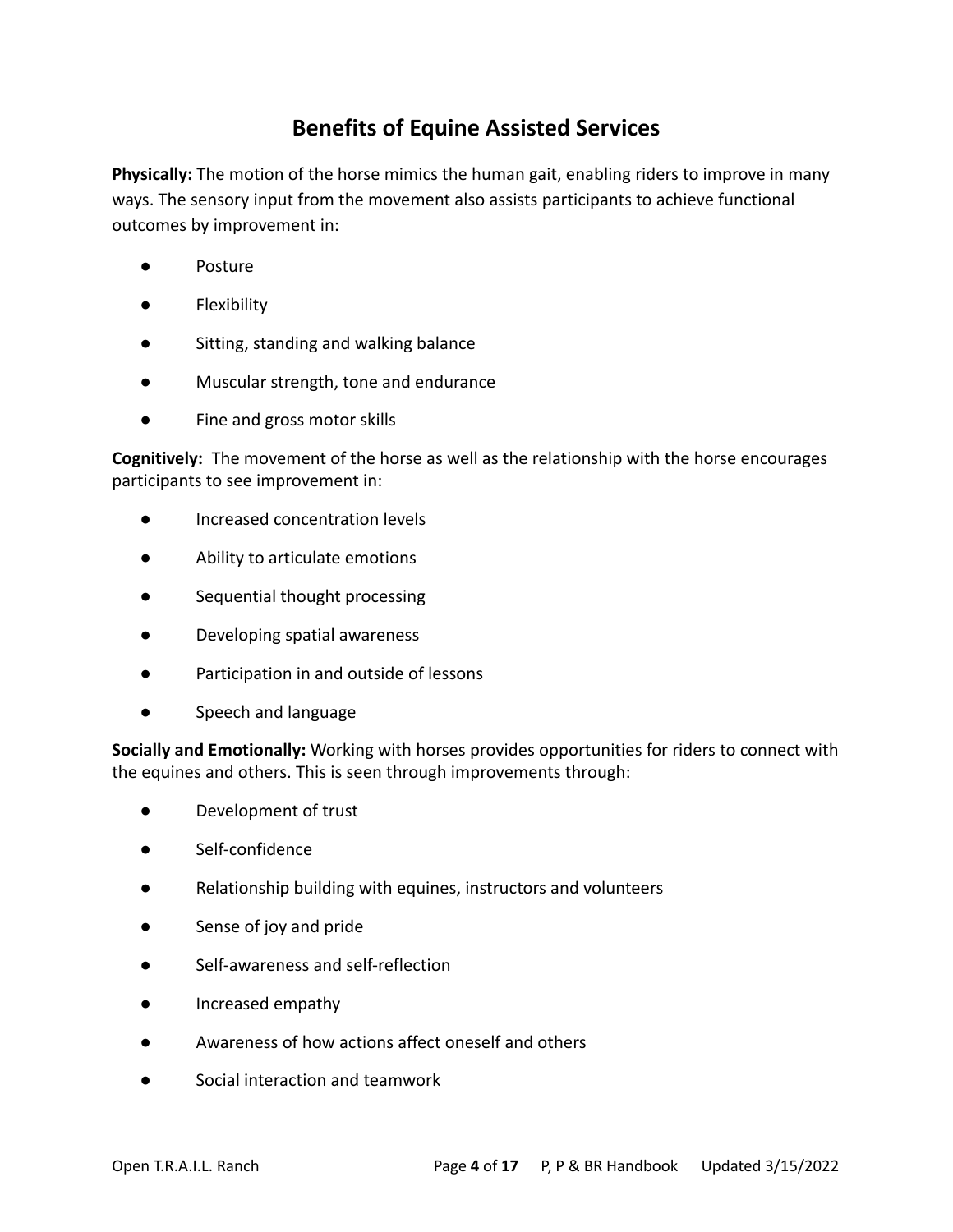## Benefits of Equine Assisted Services

**Physically:** The motion of the horse mimics the human gait, enabling riders to improve in many ways. The sensory input from the movement also assists participants to achieve functional outcomes by improvement in:

- Posture
- Flexibility
- Sitting, standing and walking balance
- Muscular strength, tone and endurance
- Fine and gross motor skills

**Cognitively:** The movement of the horse as well as the relationship with the horse encourages participants to see improvement in:

- Increased concentration levels
- Ability to articulate emotions
- Sequential thought processing
- Developing spatial awareness
- Participation in and outside of lessons
- Speech and language

**Socially and Emotionally:** Working with horses provides opportunities for riders to connect with the equines and others. This is seen through improvements through:

- Development of trust
- Self-confidence
- Relationship building with equines, instructors and volunteers
- Sense of joy and pride
- Self-awareness and self-reflection
- Increased empathy
- Awareness of how actions affect oneself and others
- Social interaction and teamwork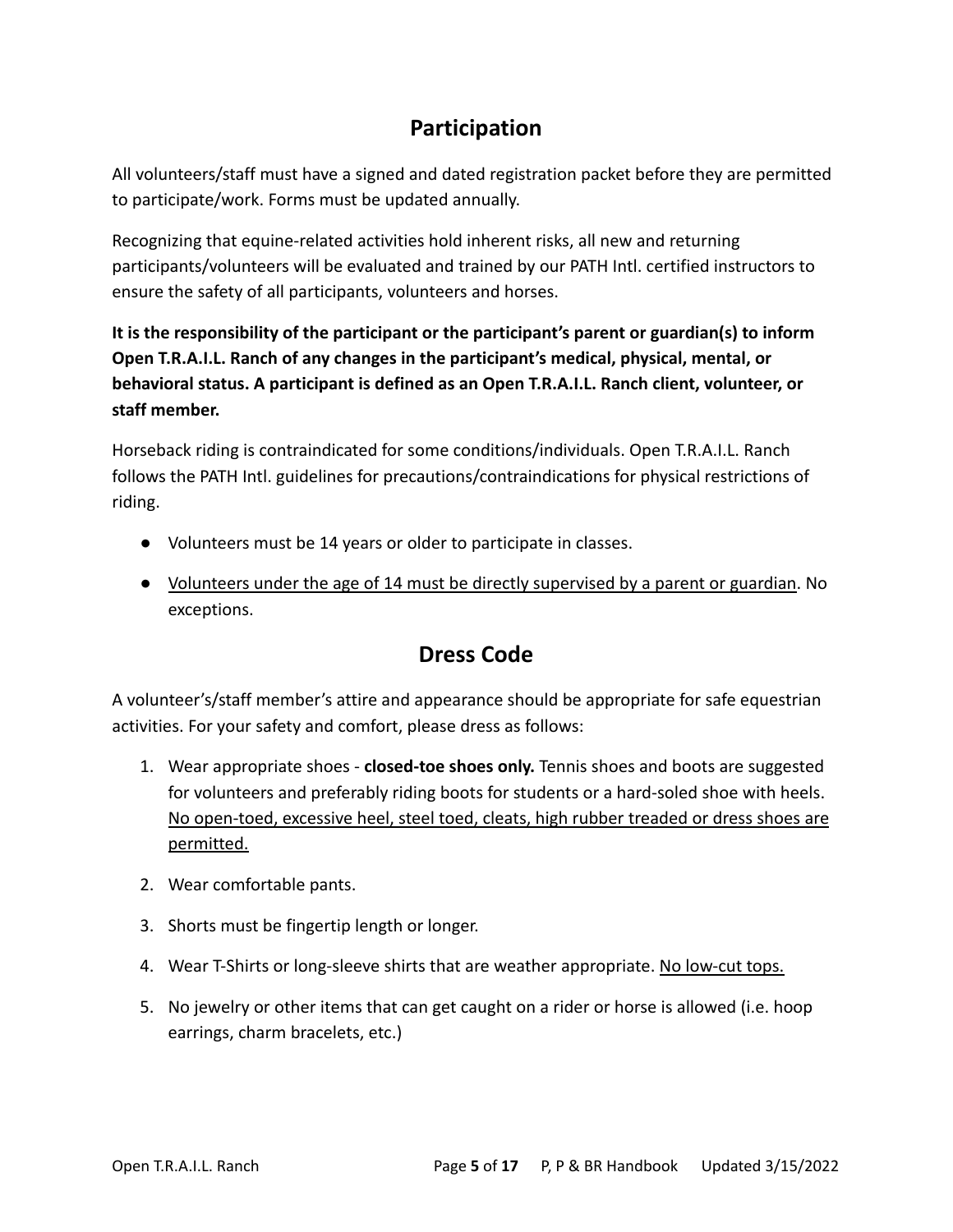## Participation

All volunteers/staff must have a signed and dated registration packet before they are permitted to participate/work. Forms must be updated annually.

Recognizing that equine-related activities hold inherent risks, all new and returning participants/volunteers will be evaluated and trained by our PATH Intl. certified instructors to ensure the safety of all participants, volunteers and horses.

**It is the responsibility of the participant or the participant's parent or guardian(s) to inform Open T.R.A.I.L. Ranch of any changes in the participant's medical, physical, mental, or behavioral status. A participant is defined as an Open T.R.A.I.L. Ranch client, volunteer, or staff member.**

Horseback riding is contraindicated for some conditions/individuals. Open T.R.A.I.L. Ranch follows the PATH Intl. guidelines for precautions/contraindications for physical restrictions of riding.

- Volunteers must be 14 years or older to participate in classes.
- Volunteers under the age of 14 must be directly supervised by a parent or guardian. No exceptions.

## Dress Code

A volunteer's/staff member's attire and appearance should be appropriate for safe equestrian activities. For your safety and comfort, please dress as follows:

1. Wear appropriate shoes - **closed-toe shoes only.** Tennis shoes and boots are suggested for volunteers and preferably riding boots for students or a hard-soled shoe with heels. No open-toed, excessive heel, steel toed, cleats, high rubber treaded or dress shoes are permitted.
2. Wear comfortable pants.
3. Shorts must be fingertip length or longer.
4. Wear T-Shirts or long-sleeve shirts that are weather appropriate. No low-cut tops.
5. No jewelry or other items that can get caught on a rider or horse is allowed (i.e. hoop earrings, charm bracelets, etc.)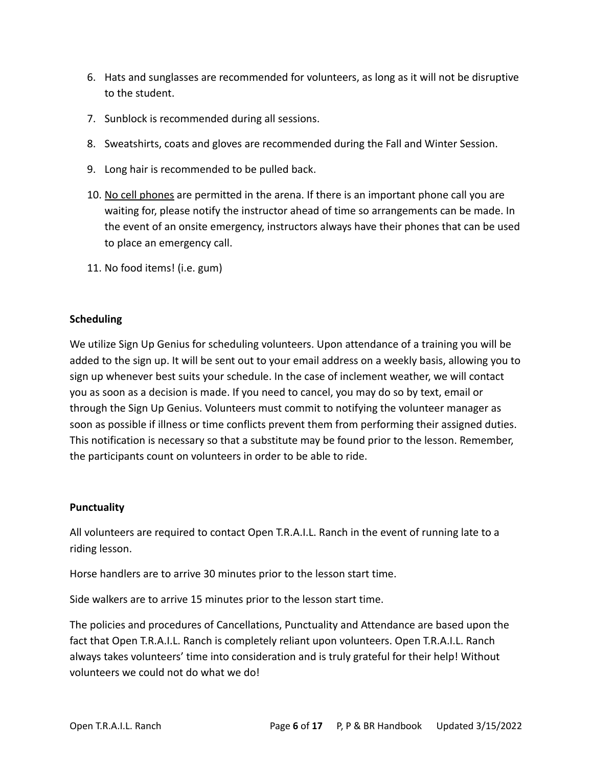6. Hats and sunglasses are recommended for volunteers, as long as it will not be disruptive to the student.
7. Sunblock is recommended during all sessions.
8. Sweatshirts, coats and gloves are recommended during the Fall and Winter Session.
9. Long hair is recommended to be pulled back.
10. <u>No cell phones</u> are permitted in the arena. If there is an important phone call you are waiting for, please notify the instructor ahead of time so arrangements can be made. In the event of an onsite emergency, instructors always have their phones that can be used to place an emergency call.
11. No food items! (i.e. gum)

**Scheduling**

We utilize Sign Up Genius for scheduling volunteers. Upon attendance of a training you will be added to the sign up. It will be sent out to your email address on a weekly basis, allowing you to sign up whenever best suits your schedule. In the case of inclement weather, we will contact you as soon as a decision is made. If you need to cancel, you may do so by text, email or through the Sign Up Genius. Volunteers must commit to notifying the volunteer manager as soon as possible if illness or time conflicts prevent them from performing their assigned duties. This notification is necessary so that a substitute may be found prior to the lesson. Remember, the participants count on volunteers in order to be able to ride.

**Punctuality**

All volunteers are required to contact Open T.R.A.I.L. Ranch in the event of running late to a riding lesson.

Horse handlers are to arrive 30 minutes prior to the lesson start time.

Side walkers are to arrive 15 minutes prior to the lesson start time.

The policies and procedures of Cancellations, Punctuality and Attendance are based upon the fact that Open T.R.A.I.L. Ranch is completely reliant upon volunteers. Open T.R.A.I.L. Ranch always takes volunteers' time into consideration and is truly grateful for their help! Without volunteers we could not do what we do!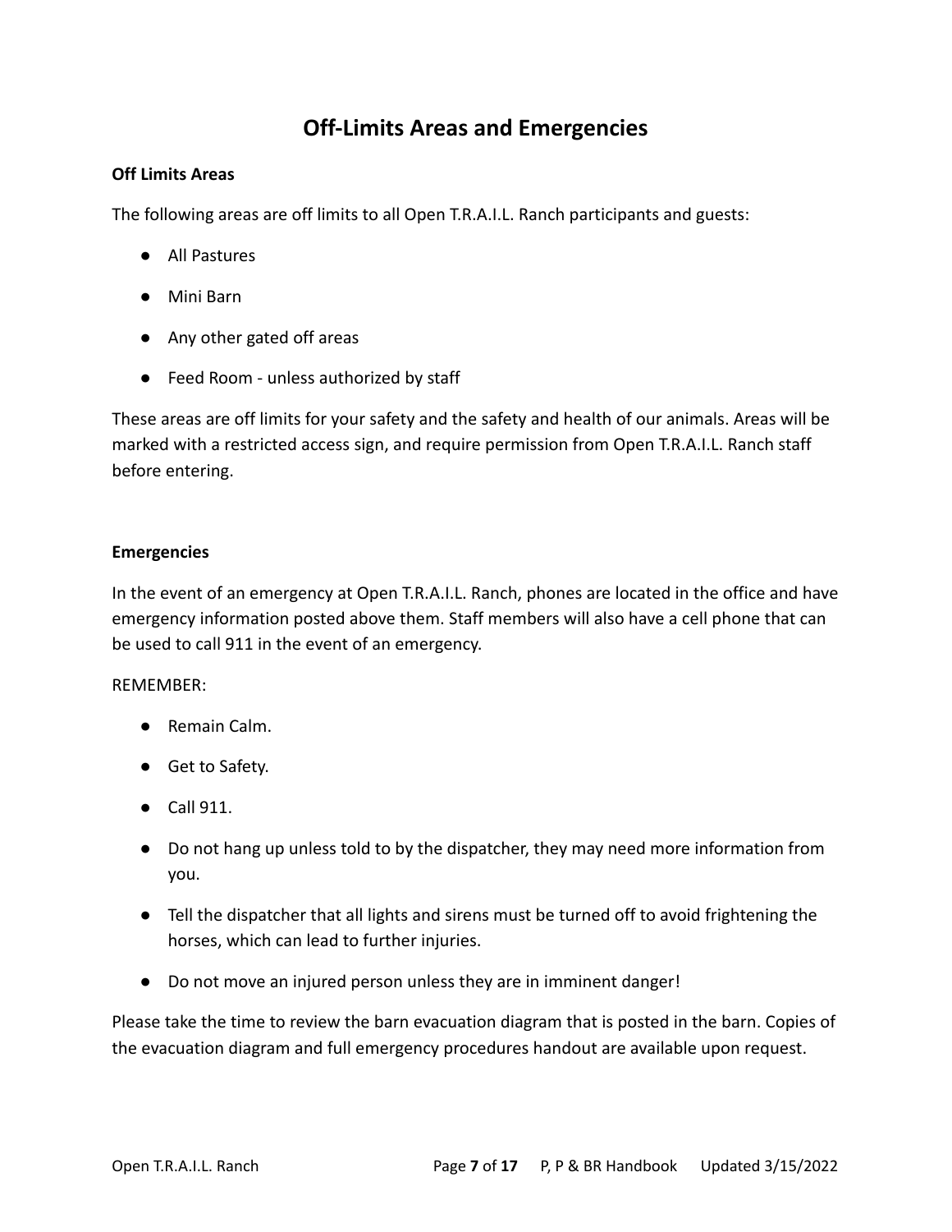# Off-Limits Areas and Emergencies

**Off Limits Areas**

The following areas are off limits to all Open T.R.A.I.L. Ranch participants and guests:

- All Pastures
- Mini Barn
- Any other gated off areas
- Feed Room - unless authorized by staff

These areas are off limits for your safety and the safety and health of our animals. Areas will be marked with a restricted access sign, and require permission from Open T.R.A.I.L. Ranch staff before entering.

**Emergencies**

In the event of an emergency at Open T.R.A.I.L. Ranch, phones are located in the office and have emergency information posted above them. Staff members will also have a cell phone that can be used to call 911 in the event of an emergency.

REMEMBER:

- Remain Calm.
- Get to Safety.
- Call 911.
- Do not hang up unless told to by the dispatcher, they may need more information from you.
- Tell the dispatcher that all lights and sirens must be turned off to avoid frightening the horses, which can lead to further injuries.
- Do not move an injured person unless they are in imminent danger!

Please take the time to review the barn evacuation diagram that is posted in the barn. Copies of the evacuation diagram and full emergency procedures handout are available upon request.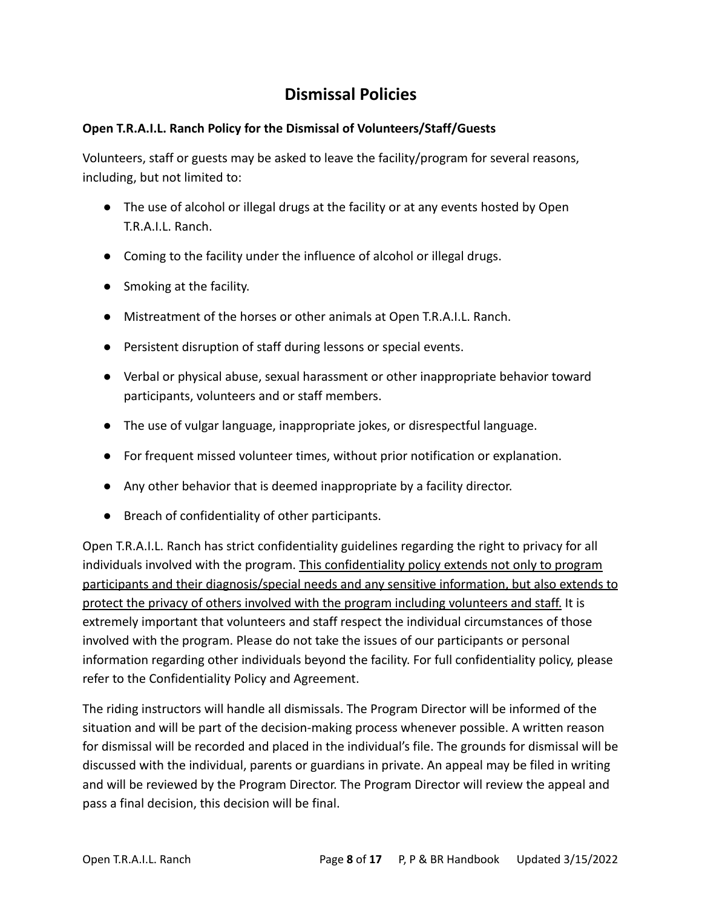# Dismissal Policies

**Open T.R.A.I.L. Ranch Policy for the Dismissal of Volunteers/Staff/Guests**

Volunteers, staff or guests may be asked to leave the facility/program for several reasons, including, but not limited to:

- The use of alcohol or illegal drugs at the facility or at any events hosted by Open T.R.A.I.L. Ranch.
- Coming to the facility under the influence of alcohol or illegal drugs.
- Smoking at the facility.
- Mistreatment of the horses or other animals at Open T.R.A.I.L. Ranch.
- Persistent disruption of staff during lessons or special events.
- Verbal or physical abuse, sexual harassment or other inappropriate behavior toward participants, volunteers and or staff members.
- The use of vulgar language, inappropriate jokes, or disrespectful language.
- For frequent missed volunteer times, without prior notification or explanation.
- Any other behavior that is deemed inappropriate by a facility director.
- Breach of confidentiality of other participants.

Open T.R.A.I.L. Ranch has strict confidentiality guidelines regarding the right to privacy for all individuals involved with the program. <u>This confidentiality policy extends not only to program participants and their diagnosis/special needs and any sensitive information, but also extends to protect the privacy of others involved with the program including volunteers and staff.</u> It is extremely important that volunteers and staff respect the individual circumstances of those involved with the program. Please do not take the issues of our participants or personal information regarding other individuals beyond the facility. For full confidentiality policy, please refer to the Confidentiality Policy and Agreement.

The riding instructors will handle all dismissals. The Program Director will be informed of the situation and will be part of the decision-making process whenever possible. A written reason for dismissal will be recorded and placed in the individual's file. The grounds for dismissal will be discussed with the individual, parents or guardians in private. An appeal may be filed in writing and will be reviewed by the Program Director. The Program Director will review the appeal and pass a final decision, this decision will be final.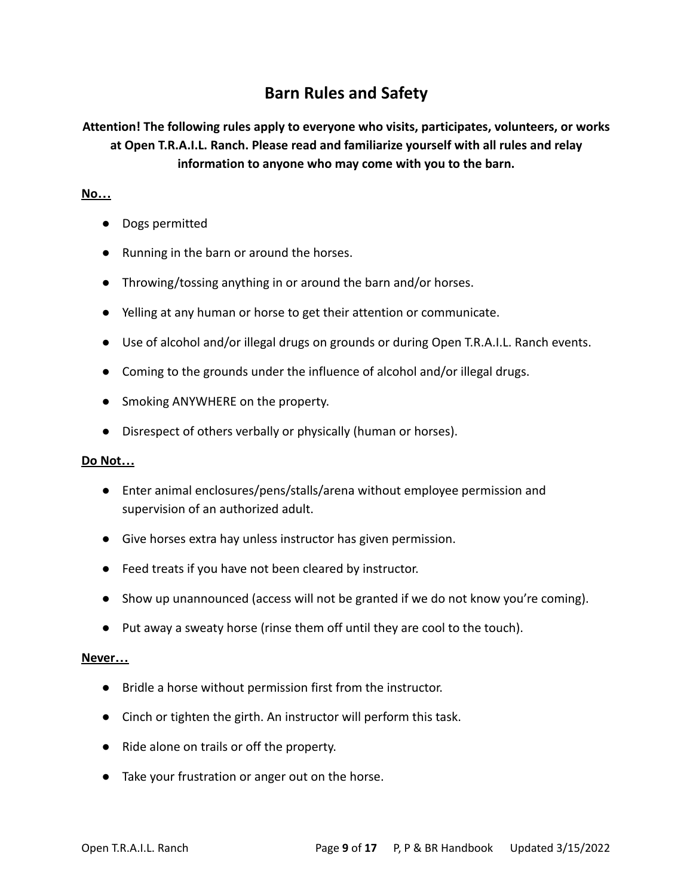# Barn Rules and Safety

**Attention! The following rules apply to everyone who visits, participates, volunteers, or works at Open T.R.A.I.L. Ranch. Please read and familiarize yourself with all rules and relay information to anyone who may come with you to the barn.**

**No…**

- Dogs permitted
- Running in the barn or around the horses.
- Throwing/tossing anything in or around the barn and/or horses.
- Yelling at any human or horse to get their attention or communicate.
- Use of alcohol and/or illegal drugs on grounds or during Open T.R.A.I.L. Ranch events.
- Coming to the grounds under the influence of alcohol and/or illegal drugs.
- Smoking ANYWHERE on the property.
- Disrespect of others verbally or physically (human or horses).

**Do Not…**

- Enter animal enclosures/pens/stalls/arena without employee permission and supervision of an authorized adult.
- Give horses extra hay unless instructor has given permission.
- Feed treats if you have not been cleared by instructor.
- Show up unannounced (access will not be granted if we do not know you're coming).
- Put away a sweaty horse (rinse them off until they are cool to the touch).

**Never…**

- Bridle a horse without permission first from the instructor.
- Cinch or tighten the girth. An instructor will perform this task.
- Ride alone on trails or off the property.
- Take your frustration or anger out on the horse.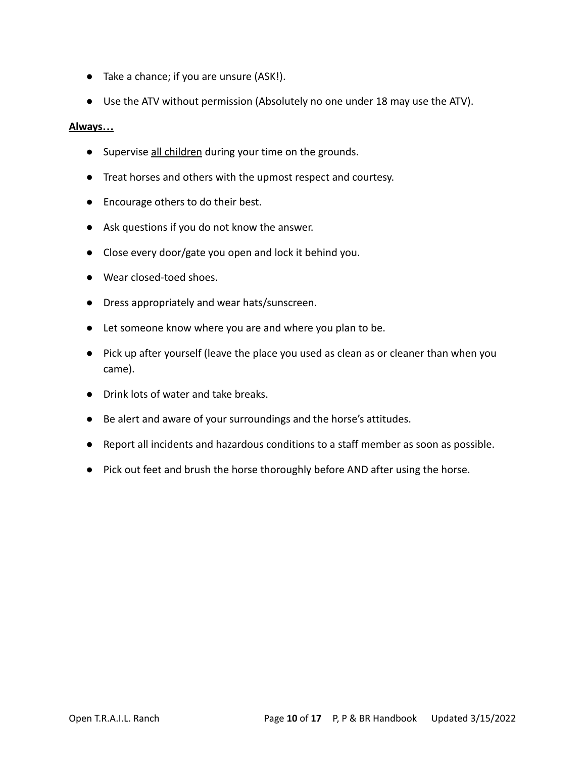- Take a chance; if you are unsure (ASK!).
- Use the ATV without permission (Absolutely no one under 18 may use the ATV).

**Always…**

- Supervise all children during your time on the grounds.
- Treat horses and others with the upmost respect and courtesy.
- Encourage others to do their best.
- Ask questions if you do not know the answer.
- Close every door/gate you open and lock it behind you.
- Wear closed-toed shoes.
- Dress appropriately and wear hats/sunscreen.
- Let someone know where you are and where you plan to be.
- Pick up after yourself (leave the place you used as clean as or cleaner than when you came).
- Drink lots of water and take breaks.
- Be alert and aware of your surroundings and the horse's attitudes.
- Report all incidents and hazardous conditions to a staff member as soon as possible.
- Pick out feet and brush the horse thoroughly before AND after using the horse.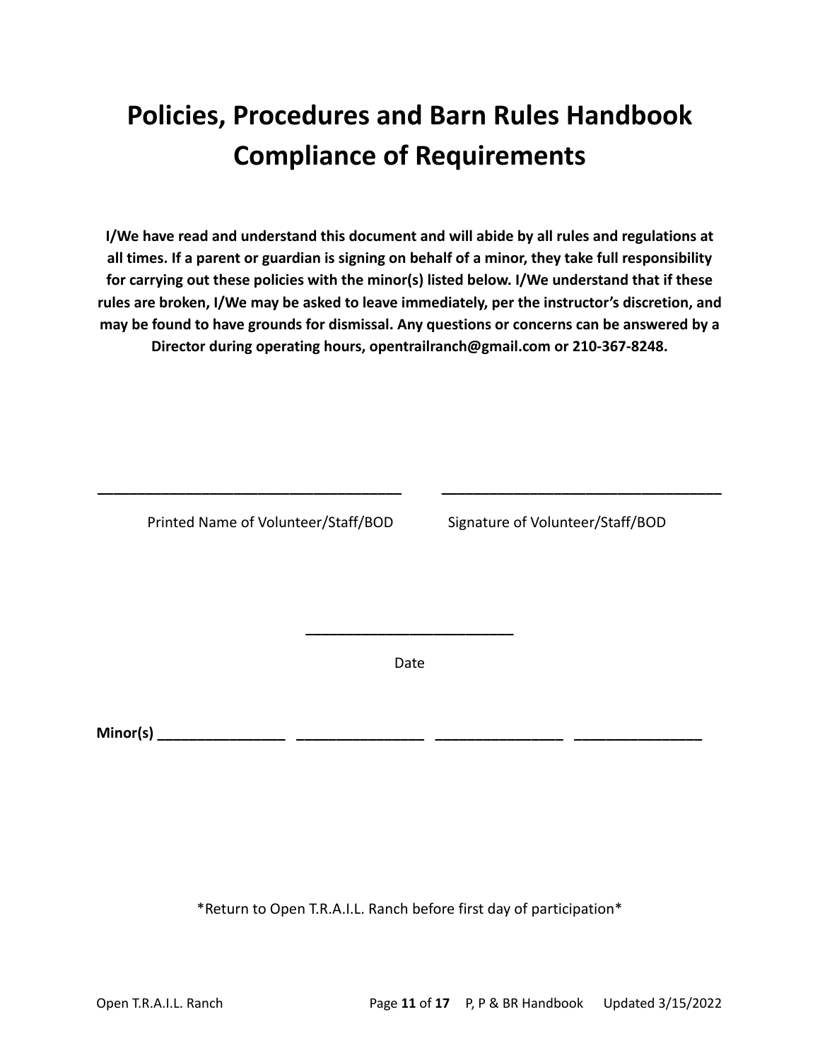# Policies, Procedures and Barn Rules Handbook Compliance of Requirements

**I/We have read and understand this document and will abide by all rules and regulations at all times. If a parent or guardian is signing on behalf of a minor, they take full responsibility for carrying out these policies with the minor(s) listed below. I/We understand that if these rules are broken, I/We may be asked to leave immediately, per the instructor's discretion, and may be found to have grounds for dismissal. Any questions or concerns can be answered by a Director during operating hours, opentrailranch@gmail.com or 210-367-8248.**

______________________________________ ______________________________________

Printed Name of Volunteer/Staff/BOD Signature of Volunteer/Staff/BOD

__________________________

Date

**Minor(s)** ________________ ________________ ________________ ________________

*Return to Open T.R.A.I.L. Ranch before first day of participation*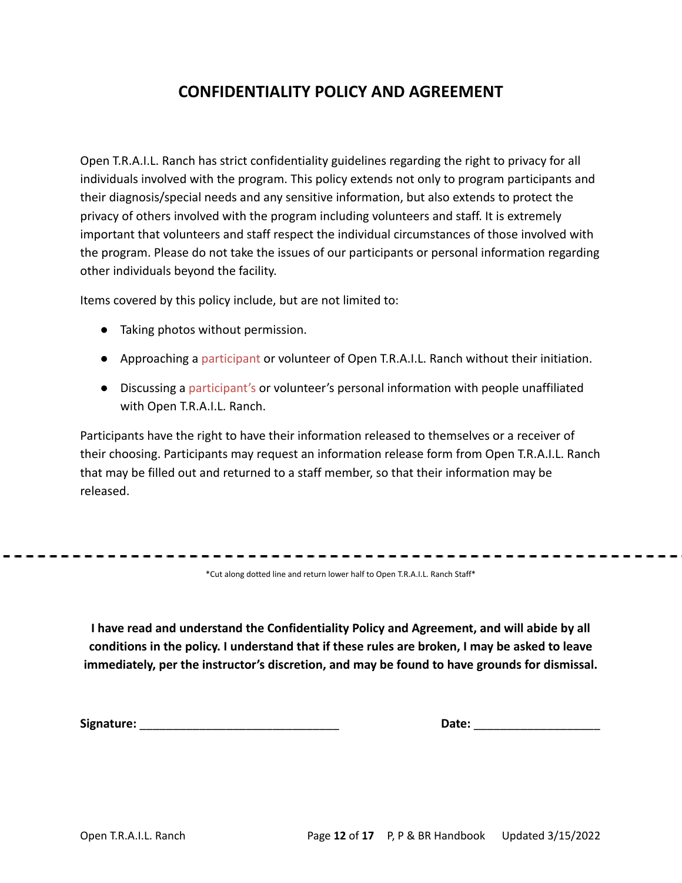# CONFIDENTIALITY POLICY AND AGREEMENT

Open T.R.A.I.L. Ranch has strict confidentiality guidelines regarding the right to privacy for all individuals involved with the program. This policy extends not only to program participants and their diagnosis/special needs and any sensitive information, but also extends to protect the privacy of others involved with the program including volunteers and staff. It is extremely important that volunteers and staff respect the individual circumstances of those involved with the program. Please do not take the issues of our participants or personal information regarding other individuals beyond the facility.

Items covered by this policy include, but are not limited to:

- Taking photos without permission.
- Approaching a participant or volunteer of Open T.R.A.I.L. Ranch without their initiation.
- Discussing a participant's or volunteer's personal information with people unaffiliated with Open T.R.A.I.L. Ranch.

Participants have the right to have their information released to themselves or a receiver of their choosing. Participants may request an information release form from Open T.R.A.I.L. Ranch that may be filled out and returned to a staff member, so that their information may be released.

---

*Cut along dotted line and return lower half to Open T.R.A.I.L. Ranch Staff*

**I have read and understand the Confidentiality Policy and Agreement, and will abide by all conditions in the policy. I understand that if these rules are broken, I may be asked to leave immediately, per the instructor's discretion, and may be found to have grounds for dismissal.**

**Signature:** ______________________________ **Date:** __________________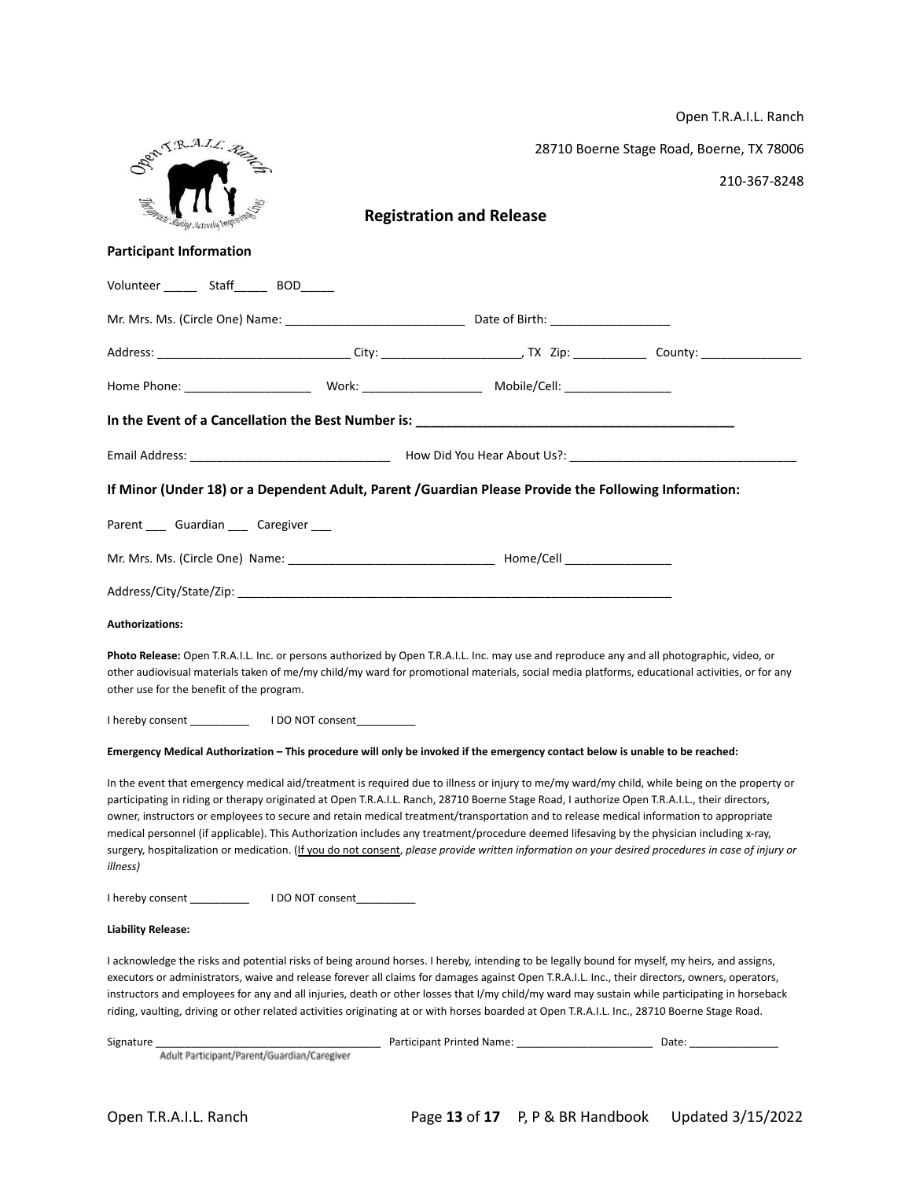Open T.R.A.I.L. Ranch

28710 Boerne Stage Road, Boerne, TX 78006

210-367-8248

## Registration and Release

**Participant Information**

Volunteer _____ Staff_____ BOD_____

Mr. Mrs. Ms. (Circle One) Name: ___________________________ Date of Birth: __________________

Address: _____________________________ City: _____________________, TX Zip: ___________ County: _______________

Home Phone: ___________________ Work: __________________ Mobile/Cell: ________________

**In the Event of a Cancellation the Best Number is: ___________________________________________**

Email Address: _____________________________ How Did You Hear About Us?: _________________________________

**If Minor (Under 18) or a Dependent Adult, Parent /Guardian Please Provide the Following Information:**

Parent ___ Guardian ___ Caregiver ___

Mr. Mrs. Ms. (Circle One) Name: ______________________________ Home/Cell ________________

Address/City/State/Zip: _________________________________________________________________

**Authorizations:**

**Photo Release:** Open T.R.A.I.L. Inc. or persons authorized by Open T.R.A.I.L. Inc. may use and reproduce any and all photographic, video, or other audiovisual materials taken of me/my child/my ward for promotional materials, social media platforms, educational activities, or for any other use for the benefit of the program.

I hereby consent __________ I DO NOT consent__________

**Emergency Medical Authorization – This procedure will only be invoked if the emergency contact below is unable to be reached:**

In the event that emergency medical aid/treatment is required due to illness or injury to me/my ward/my child, while being on the property or participating in riding or therapy originated at Open T.R.A.I.L. Ranch, 28710 Boerne Stage Road, I authorize Open T.R.A.I.L., their directors, owner, instructors or employees to secure and retain medical treatment/transportation and to release medical information to appropriate medical personnel (if applicable). This Authorization includes any treatment/procedure deemed lifesaving by the physician including x-ray, surgery, hospitalization or medication. (If you do not consent, *please provide written information on your desired procedures in case of injury or illness)*

I hereby consent __________ I DO NOT consent__________

**Liability Release:**

I acknowledge the risks and potential risks of being around horses. I hereby, intending to be legally bound for myself, my heirs, and assigns, executors or administrators, waive and release forever all claims for damages against Open T.R.A.I.L. Inc., their directors, owners, operators, instructors and employees for any and all injuries, death or other losses that I/my child/my ward may sustain while participating in horseback riding, vaulting, driving or other related activities originating at or with horses boarded at Open T.R.A.I.L. Inc., 28710 Boerne Stage Road.

Signature ______________________________________ Participant Printed Name: ______________________ Date: _______________

Adult Participant/Parent/Guardian/Caregiver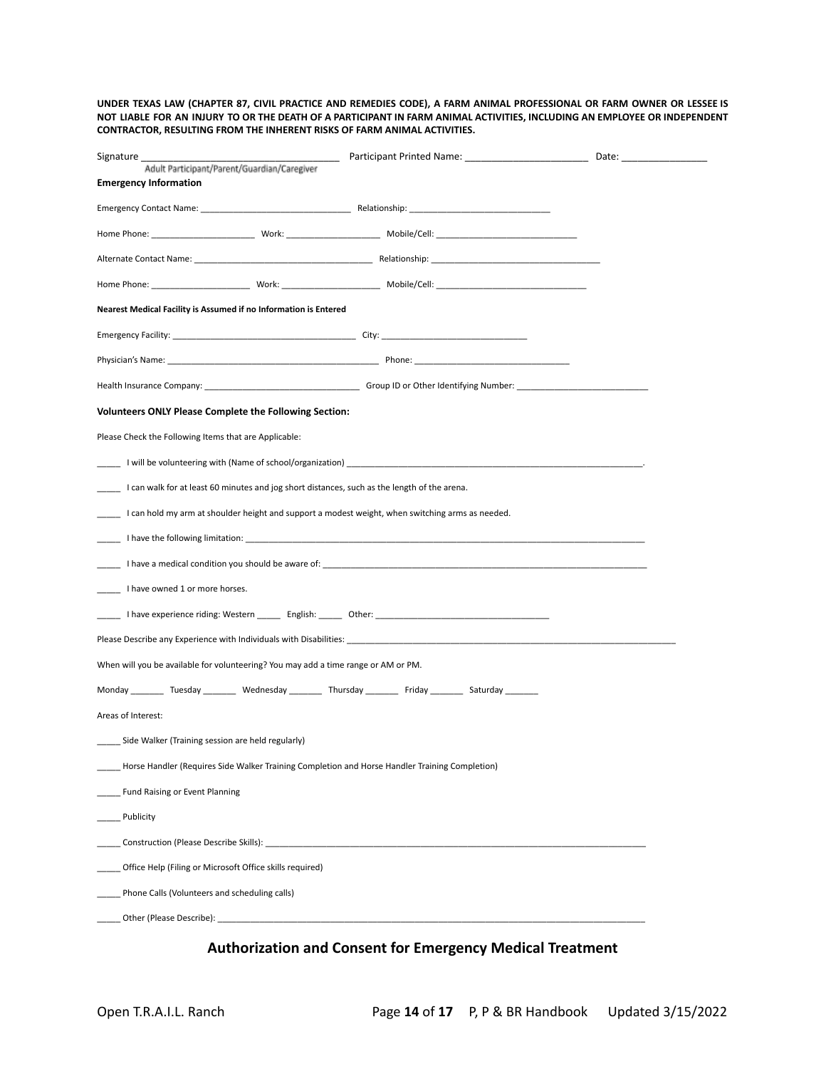**UNDER TEXAS LAW (CHAPTER 87, CIVIL PRACTICE AND REMEDIES CODE), A FARM ANIMAL PROFESSIONAL OR FARM OWNER OR LESSEE IS NOT LIABLE FOR AN INJURY TO OR THE DEATH OF A PARTICIPANT IN FARM ANIMAL ACTIVITIES, INCLUDING AN EMPLOYEE OR INDEPENDENT CONTRACTOR, RESULTING FROM THE INHERENT RISKS OF FARM ANIMAL ACTIVITIES.**

Signature ____________________________________ Participant Printed Name: _______________________ Date: ________________
Adult Participant/Parent/Guardian/Caregiver

**Emergency Information**

Emergency Contact Name: ______________________________ Relationship: ____________________________

Home Phone: _____________________ Work: ___________________ Mobile/Cell: _____________________________

Alternate Contact Name: ____________________________________ Relationship: __________________________________

Home Phone: ____________________ Work: ____________________ Mobile/Cell: ______________________________

**Nearest Medical Facility is Assumed if no Information is Entered**

Emergency Facility: _____________________________________ City: _____________________________

Physician's Name: ___________________________________________ Phone: ________________________________

Health Insurance Company: _______________________________ Group ID or Other Identifying Number: ___________________________

**Volunteers ONLY Please Complete the Following Section:**

Please Check the Following Items that are Applicable:

_____ I will be volunteering with (Name of school/organization) _______________________________________________________________.

_____ I can walk for at least 60 minutes and jog short distances, such as the length of the arena.

_____ I can hold my arm at shoulder height and support a modest weight, when switching arms as needed.

_____ I have the following limitation: ____________________________________________________________________________________

_____ I have a medical condition you should be aware of: _____________________________________________________________________

_____ I have owned 1 or more horses.

_____ I have experience riding: Western _____ English: _____ Other: ___________________________________

Please Describe any Experience with Individuals with Disabilities: _______________________________________________________________________

When will you be available for volunteering? You may add a time range or AM or PM.

Monday _______ Tuesday _______ Wednesday _______ Thursday _______ Friday _______ Saturday _______

Areas of Interest:

_____ Side Walker (Training session are held regularly)

_____ Horse Handler (Requires Side Walker Training Completion and Horse Handler Training Completion)

_____ Fund Raising or Event Planning

_____ Publicity

_____ Construction (Please Describe Skills): _________________________________________________________________________________

_____ Office Help (Filing or Microsoft Office skills required)

_____ Phone Calls (Volunteers and scheduling calls)

_____ Other (Please Describe): ___________________________________________________________________________________________

## Authorization and Consent for Emergency Medical Treatment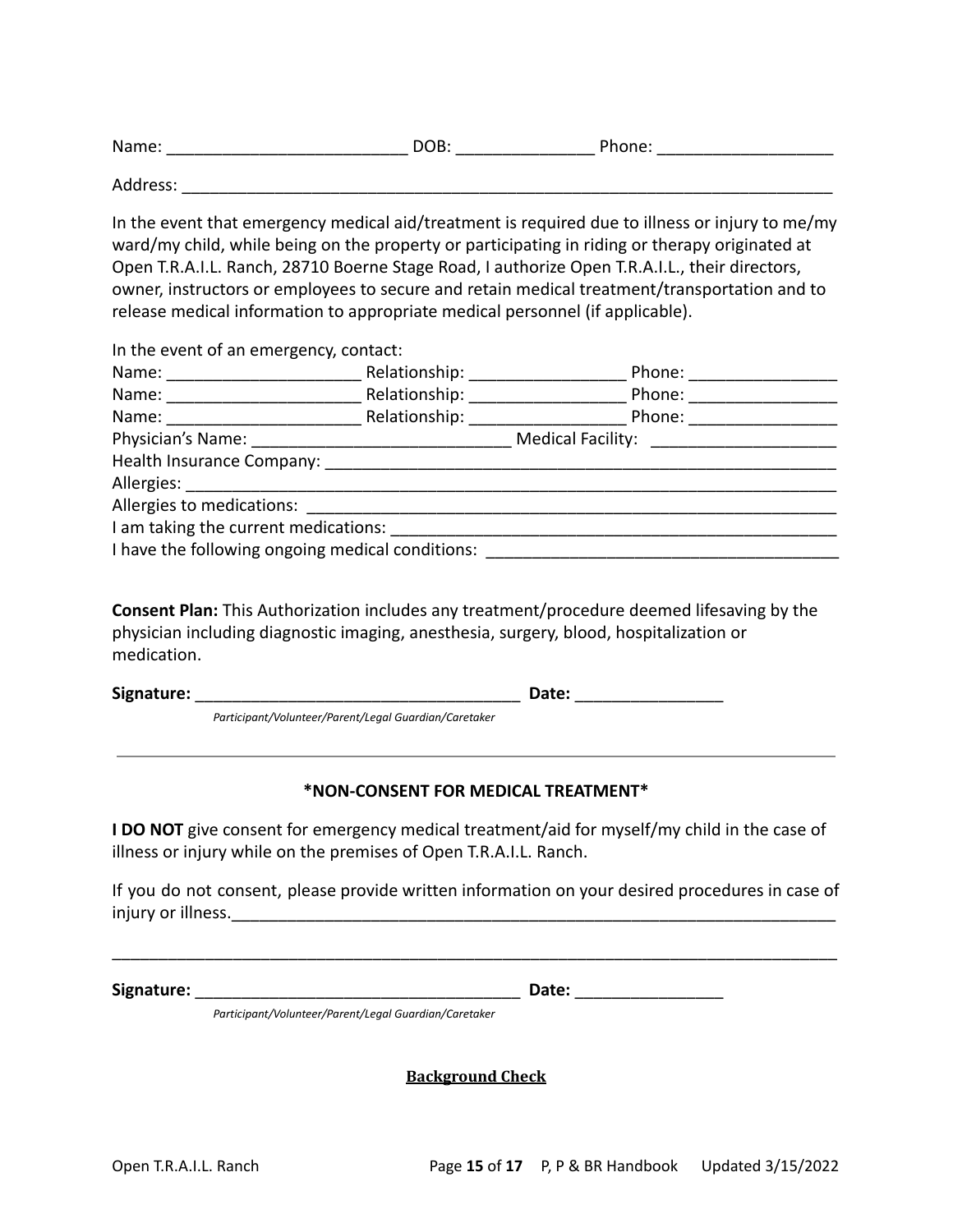Name: __________________________ DOB: _______________ Phone: ___________________

Address: ________________________________________________________________________

In the event that emergency medical aid/treatment is required due to illness or injury to me/my ward/my child, while being on the property or participating in riding or therapy originated at Open T.R.A.I.L. Ranch, 28710 Boerne Stage Road, I authorize Open T.R.A.I.L., their directors, owner, instructors or employees to secure and retain medical treatment/transportation and to release medical information to appropriate medical personnel (if applicable).

In the event of an emergency, contact:
Name: _____________________ Relationship: _________________ Phone: ________________
Name: _____________________ Relationship: _________________ Phone: ________________
Name: _____________________ Relationship: _________________ Phone: ________________
Physician's Name: ____________________________ Medical Facility: ____________________
Health Insurance Company: ________________________________________________________
Allergies: _______________________________________________________________________
Allergies to medications: ________________________________________________________
I am taking the current medications: _____________________________________________
I have the following ongoing medical conditions: _____________________________________

**Consent Plan:** This Authorization includes any treatment/procedure deemed lifesaving by the physician including diagnostic imaging, anesthesia, surgery, blood, hospitalization or medication.

**Signature:** ___________________________________ **Date:** ________________
*Participant/Volunteer/Parent/Legal Guardian/Caretaker*

---

**\*NON-CONSENT FOR MEDICAL TREATMENT\***

**I DO NOT** give consent for emergency medical treatment/aid for myself/my child in the case of illness or injury while on the premises of Open T.R.A.I.L. Ranch.

If you do not consent, please provide written information on your desired procedures in case of injury or illness.___________________________________________________________________

_________________________________________________________________________________

**Signature:** ___________________________________ **Date:** ________________
*Participant/Volunteer/Parent/Legal Guardian/Caretaker*

**Background Check**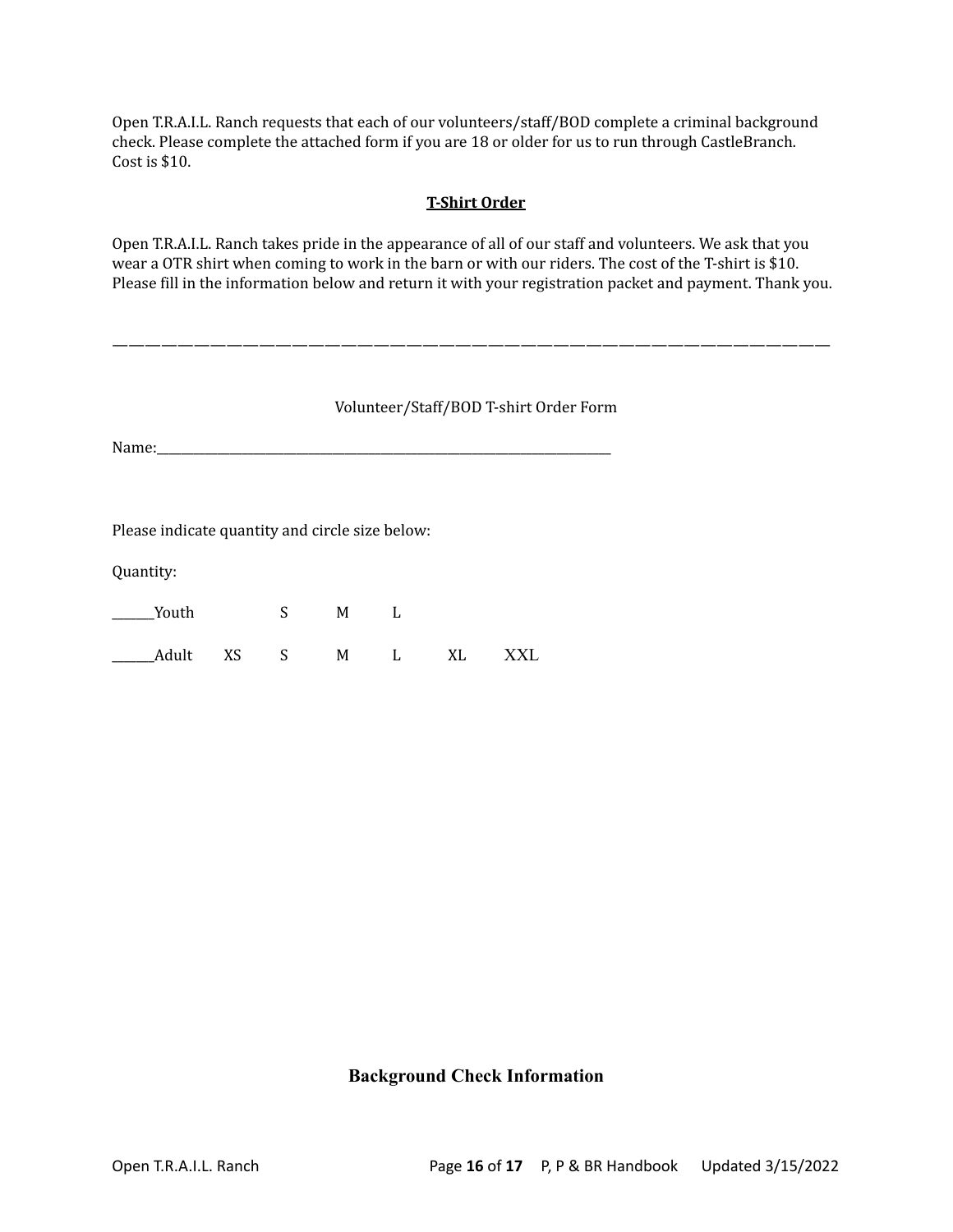Open T.R.A.I.L. Ranch requests that each of our volunteers/staff/BOD complete a criminal background check. Please complete the attached form if you are 18 or older for us to run through CastleBranch. Cost is $10.

## T-Shirt Order

Open T.R.A.I.L. Ranch takes pride in the appearance of all of our staff and volunteers. We ask that you wear a OTR shirt when coming to work in the barn or with our riders. The cost of the T-shirt is $10. Please fill in the information below and return it with your registration packet and payment. Thank you.

---

Volunteer/Staff/BOD T-shirt Order Form

Name:______________________________________________________________________

Please indicate quantity and circle size below:

Quantity:

______Youth S M L

______Adult XS S M L XL XXL

**Background Check Information**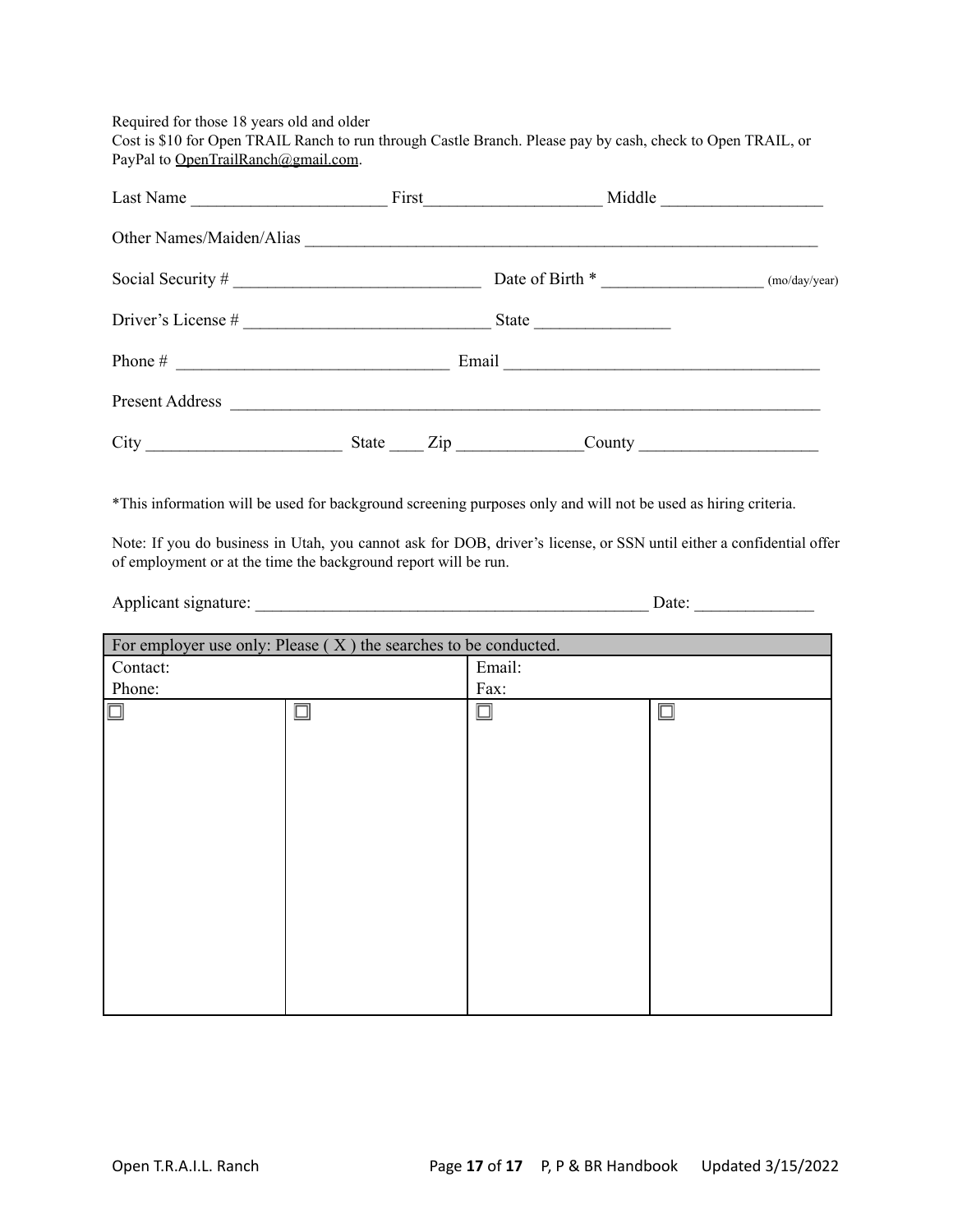Required for those 18 years old and older
Cost is $10 for Open TRAIL Ranch to run through Castle Branch. Please pay by cash, check to Open TRAIL, or PayPal to OpenTrailRanch@gmail.com.

Last Name ______________________ First____________________ Middle __________________

Other Names/Maiden/Alias ___________________________________________________________

Social Security # ____________________________ Date of Birth * __________________ (mo/day/year)

Driver's License # ____________________________ State _______________

Phone # _______________________________ Email ____________________________________

Present Address _____________________________________________________________________

City ______________________ State ____ Zip ______________County ____________________

*This information will be used for background screening purposes only and will not be used as hiring criteria.

Note: If you do business in Utah, you cannot ask for DOB, driver's license, or SSN until either a confidential offer of employment or at the time the background report will be run.

Applicant signature: ______________________________________________ Date: _____________

| For employer use only: Please ( X ) the searches to be conducted. | | | |
|---|---|---|---|
| Contact:<br>Phone: | | Email:<br>Fax: | |
| ☐ | ☐ | ☐ | ☐ |